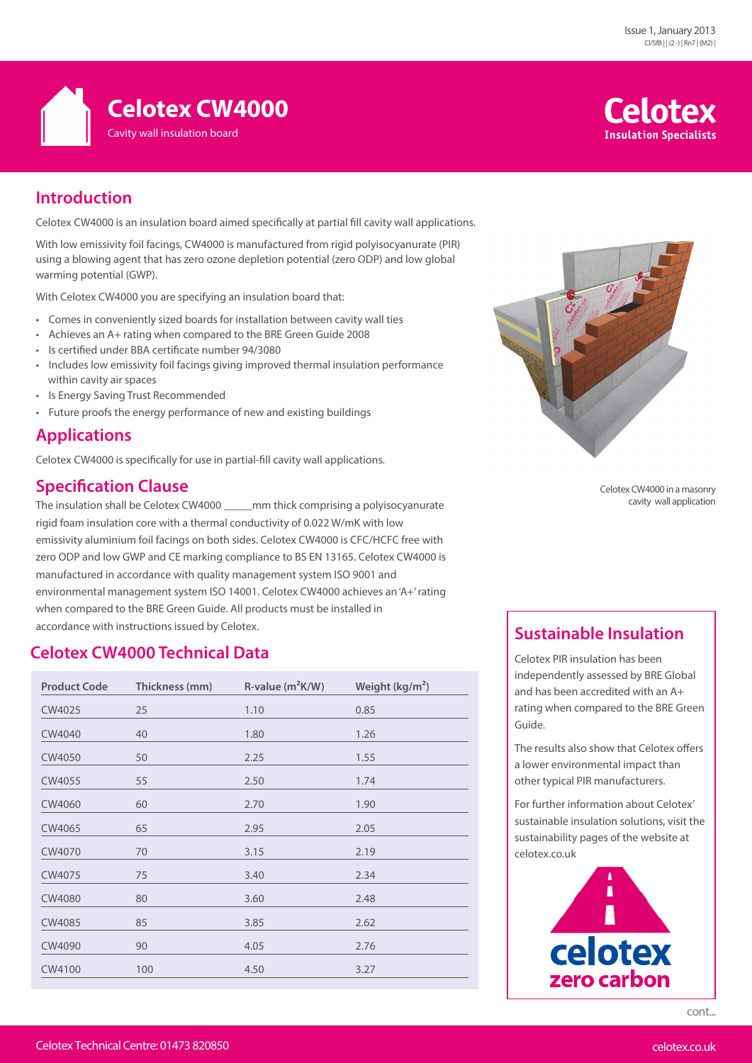Issue 1, January 2013
CI/SfB | | (2 -) | Rn7 | (M2) |

# Celotex CW4000

Cavity wall insulation board

## Introduction

Celotex CW4000 is an insulation board aimed specifically at partial fill cavity wall applications.

With low emissivity foil facings, CW4000 is manufactured from rigid polyisocyanurate (PIR) using a blowing agent that has zero ozone depletion potential (zero ODP) and low global warming potential (GWP).

With Celotex CW4000 you are specifying an insulation board that:

- Comes in conveniently sized boards for installation between cavity wall ties
- Achieves an A+ rating when compared to the BRE Green Guide 2008
- Is certified under BBA certificate number 94/3080
- Includes low emissivity foil facings giving improved thermal insulation performance within cavity air spaces
- Is Energy Saving Trust Recommended
- Future proofs the energy performance of new and existing buildings

Celotex CW4000 in a masonry cavity wall application

## Applications

Celotex CW4000 is specifically for use in partial-fill cavity wall applications.

## Specification Clause

The insulation shall be Celotex CW4000 _____mm thick comprising a polyisocyanurate rigid foam insulation core with a thermal conductivity of 0.022 W/mK with low emissivity aluminium foil facings on both sides. Celotex CW4000 is CFC/HCFC free with zero ODP and low GWP and CE marking compliance to BS EN 13165. Celotex CW4000 is manufactured in accordance with quality management system ISO 9001 and environmental management system ISO 14001. Celotex CW4000 achieves an 'A+' rating when compared to the BRE Green Guide. All products must be installed in accordance with instructions issued by Celotex.

## Celotex CW4000 Technical Data

| Product Code | Thickness (mm) | R-value ($m^2K/W$) | Weight ($kg/m^2$) |
|---|---|---|---|
| CW4025 | 25 | 1.10 | 0.85 |
| CW4040 | 40 | 1.80 | 1.26 |
| CW4050 | 50 | 2.25 | 1.55 |
| CW4055 | 55 | 2.50 | 1.74 |
| CW4060 | 60 | 2.70 | 1.90 |
| CW4065 | 65 | 2.95 | 2.05 |
| CW4070 | 70 | 3.15 | 2.19 |
| CW4075 | 75 | 3.40 | 2.34 |
| CW4080 | 80 | 3.60 | 2.48 |
| CW4085 | 85 | 3.85 | 2.62 |
| CW4090 | 90 | 4.05 | 2.76 |
| CW4100 | 100 | 4.50 | 3.27 |

## Sustainable Insulation

Celotex PIR insulation has been independently assessed by BRE Global and has been accredited with an A+ rating when compared to the BRE Green Guide.

The results also show that Celotex offers a lower environmental impact than other typical PIR manufacturers.

For further information about Celotex' sustainable insulation solutions, visit the sustainability pages of the website at celotex.co.uk

celotex zero carbon

cont...

Celotex Technical Centre: 01473 820850

celotex.co.uk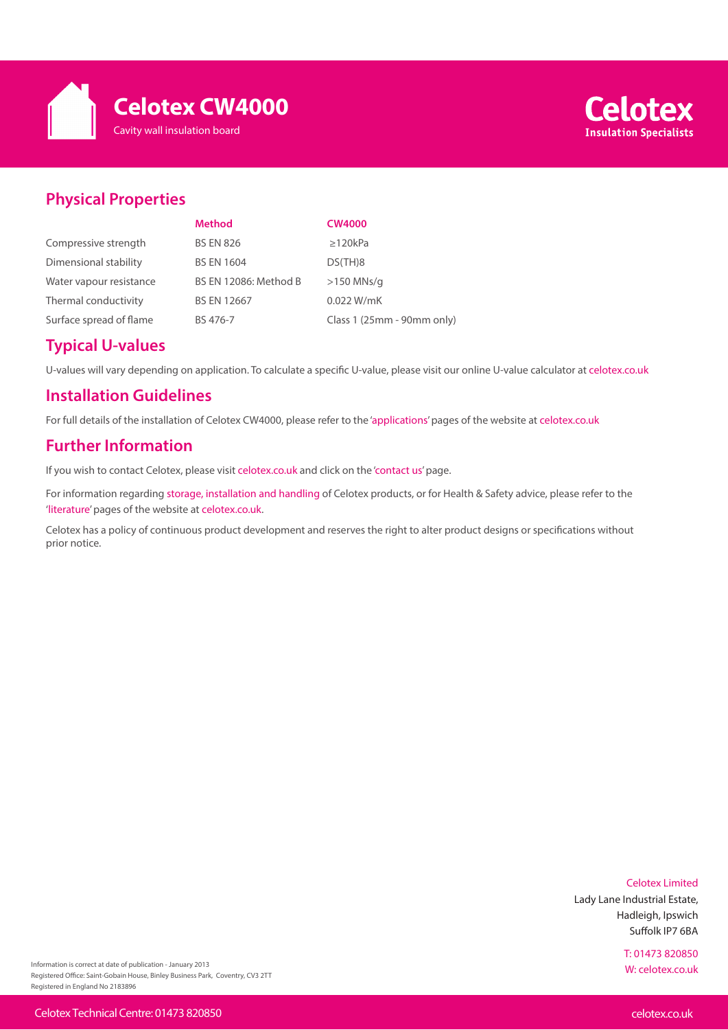# Celotex CW4000

Cavity wall insulation board

Celotex
Insulation Specialists

## Physical Properties

| | Method | CW4000 |
|---|---|---|
| Compressive strength | BS EN 826 | ≥120kPa |
| Dimensional stability | BS EN 1604 | DS(TH)8 |
| Water vapour resistance | BS EN 12086: Method B | >150 MNs/g |
| Thermal conductivity | BS EN 12667 | 0.022 W/mK |
| Surface spread of flame | BS 476-7 | Class 1 (25mm - 90mm only) |

## Typical U-values

U-values will vary depending on application. To calculate a specific U-value, please visit our online U-value calculator at celotex.co.uk

## Installation Guidelines

For full details of the installation of Celotex CW4000, please refer to the 'applications' pages of the website at celotex.co.uk

## Further Information

If you wish to contact Celotex, please visit celotex.co.uk and click on the 'contact us' page.

For information regarding storage, installation and handling of Celotex products, or for Health & Safety advice, please refer to the 'literature' pages of the website at celotex.co.uk.

Celotex has a policy of continuous product development and reserves the right to alter product designs or specifications without prior notice.

Celotex Limited
Lady Lane Industrial Estate,
Hadleigh, Ipswich
Suffolk IP7 6BA

T: 01473 820850
W: celotex.co.uk

Information is correct at date of publication - January 2013
Registered Office: Saint-Gobain House, Binley Business Park, Coventry, CV3 2TT
Registered in England No 2183896

Celotex Technical Centre: 01473 820850

celotex.co.uk